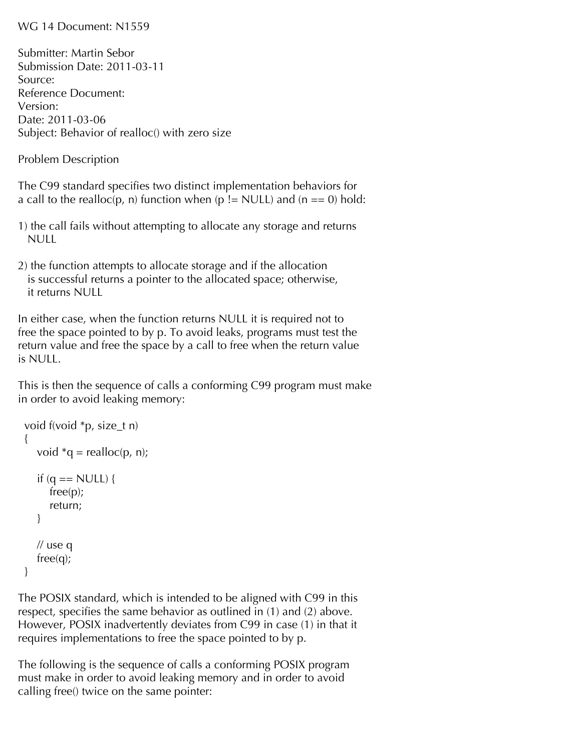WG 14 Document: N1559

Submitter: Martin Sebor
Submission Date: 2011-03-11
Source:
Reference Document:
Version:
Date: 2011-03-06
Subject: Behavior of realloc() with zero size

## Problem Description

The C99 standard specifies two distinct implementation behaviors for a call to the realloc(p, n) function when (p != NULL) and (n == 0) hold:

1) the call fails without attempting to allocate any storage and returns NULL

2) the function attempts to allocate storage and if the allocation is successful returns a pointer to the allocated space; otherwise, it returns NULL

In either case, when the function returns NULL it is required not to free the space pointed to by p. To avoid leaks, programs must test the return value and free the space by a call to free when the return value is NULL.

This is then the sequence of calls a conforming C99 program must make in order to avoid leaking memory:

```
void f(void *p, size_t n)
{
    void *q = realloc(p, n);

    if (q == NULL) {
        free(p);
        return;
    }

    // use q
    free(q);
}
```

The POSIX standard, which is intended to be aligned with C99 in this respect, specifies the same behavior as outlined in (1) and (2) above. However, POSIX inadvertently deviates from C99 in case (1) in that it requires implementations to free the space pointed to by p.

The following is the sequence of calls a conforming POSIX program must make in order to avoid leaking memory and in order to avoid calling free() twice on the same pointer: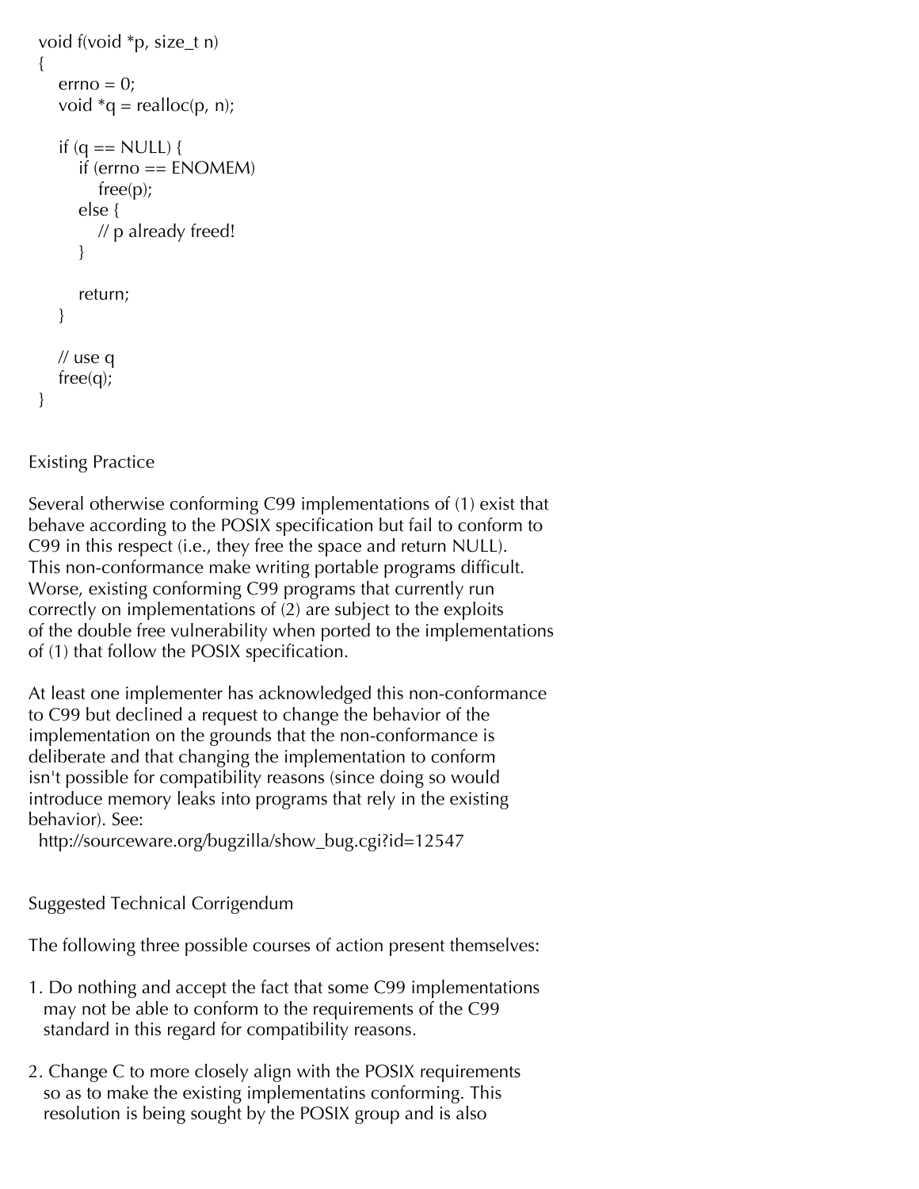```
void f(void *p, size_t n)
{
    errno = 0;
    void *q = realloc(p, n);

    if (q == NULL) {
        if (errno == ENOMEM)
            free(p);
        else {
            // p already freed!
        }

        return;
    }

    // use q
    free(q);
}
```

Existing Practice

Several otherwise conforming C99 implementations of (1) exist that behave according to the POSIX specification but fail to conform to C99 in this respect (i.e., they free the space and return NULL). This non-conformance make writing portable programs difficult. Worse, existing conforming C99 programs that currently run correctly on implementations of (2) are subject to the exploits of the double free vulnerability when ported to the implementations of (1) that follow the POSIX specification.

At least one implementer has acknowledged this non-conformance to C99 but declined a request to change the behavior of the implementation on the grounds that the non-conformance is deliberate and that changing the implementation to conform isn't possible for compatibility reasons (since doing so would introduce memory leaks into programs that rely in the existing behavior). See:
  http://sourceware.org/bugzilla/show_bug.cgi?id=12547

Suggested Technical Corrigendum

The following three possible courses of action present themselves:

1. Do nothing and accept the fact that some C99 implementations may not be able to conform to the requirements of the C99 standard in this regard for compatibility reasons.

2. Change C to more closely align with the POSIX requirements so as to make the existing implementatins conforming. This resolution is being sought by the POSIX group and is also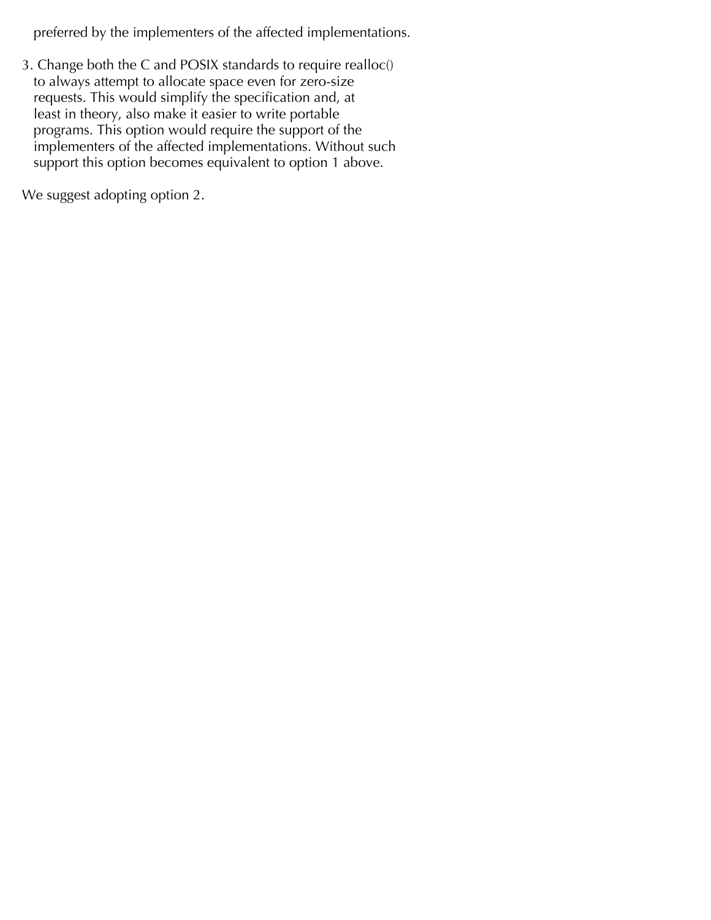preferred by the implementers of the affected implementations.

3. Change both the C and POSIX standards to require realloc() to always attempt to allocate space even for zero-size requests. This would simplify the specification and, at least in theory, also make it easier to write portable programs. This option would require the support of the implementers of the affected implementations. Without such support this option becomes equivalent to option 1 above.

We suggest adopting option 2.